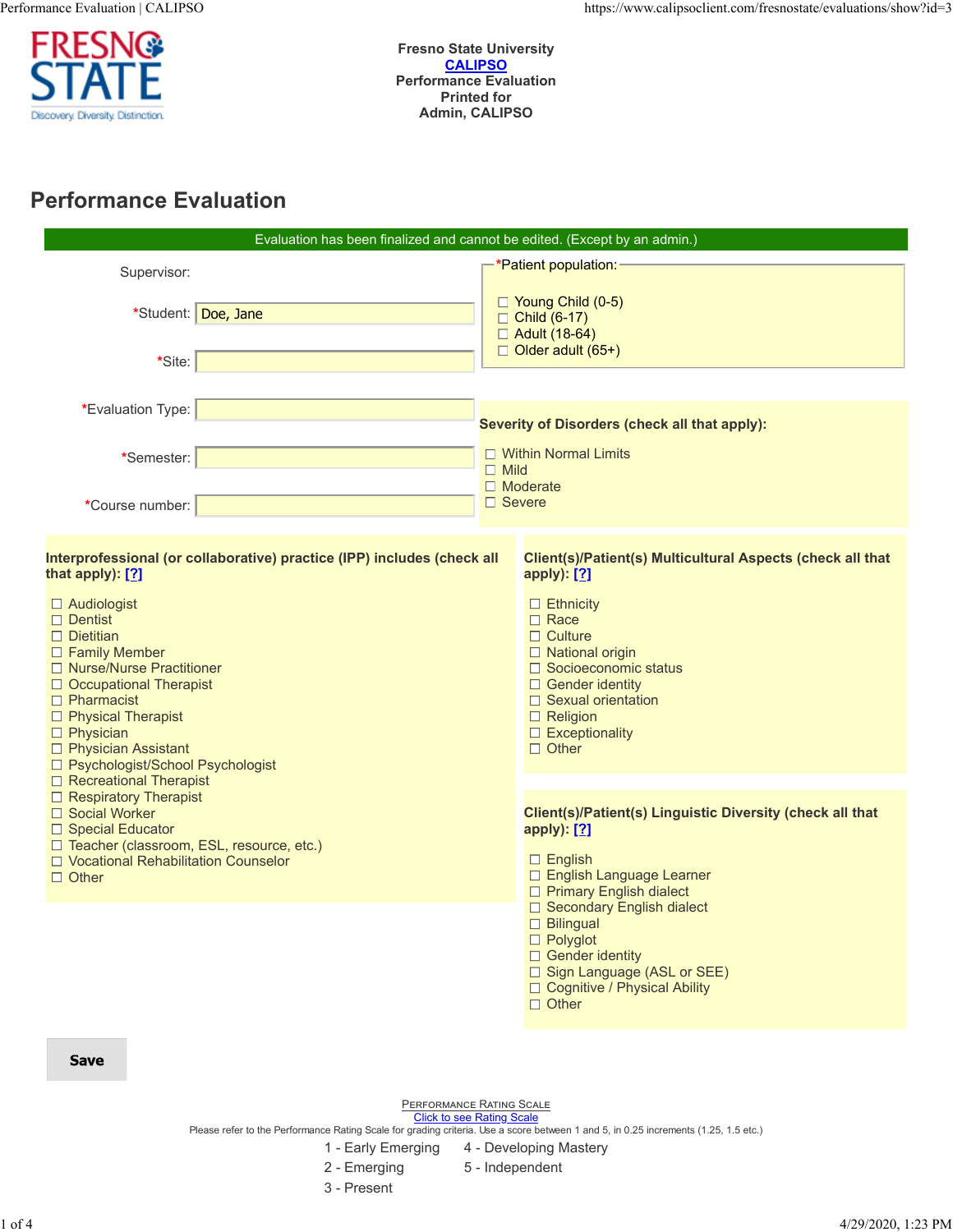**Fresno State University**
**CALIPSO**
**Performance Evaluation**
**Printed for**
**Admin, CALIPSO**

# Performance Evaluation

Evaluation has been finalized and cannot be edited. (Except by an admin.)

Supervisor:

*Student: Doe, Jane

*Site:

*Evaluation Type:

*Semester:

*Course number:

**\*Patient population:**

- ☐ Young Child (0-5)
- ☐ Child (6-17)
- ☐ Adult (18-64)
- ☐ Older adult (65+)

**Severity of Disorders (check all that apply):**

- ☐ Within Normal Limits
- ☐ Mild
- ☐ Moderate
- ☐ Severe

**Interprofessional (or collaborative) practice (IPP) includes (check all that apply): [?]**

- ☐ Audiologist
- ☐ Dentist
- ☐ Dietitian
- ☐ Family Member
- ☐ Nurse/Nurse Practitioner
- ☐ Occupational Therapist
- ☐ Pharmacist
- ☐ Physical Therapist
- ☐ Physician
- ☐ Physician Assistant
- ☐ Psychologist/School Psychologist
- ☐ Recreational Therapist
- ☐ Respiratory Therapist
- ☐ Social Worker
- ☐ Special Educator
- ☐ Teacher (classroom, ESL, resource, etc.)
- ☐ Vocational Rehabilitation Counselor
- ☐ Other

**Client(s)/Patient(s) Multicultural Aspects (check all that apply): [?]**

- ☐ Ethnicity
- ☐ Race
- ☐ Culture
- ☐ National origin
- ☐ Socioeconomic status
- ☐ Gender identity
- ☐ Sexual orientation
- ☐ Religion
- ☐ Exceptionality
- ☐ Other

**Client(s)/Patient(s) Linguistic Diversity (check all that apply): [?]**

- ☐ English
- ☐ English Language Learner
- ☐ Primary English dialect
- ☐ Secondary English dialect
- ☐ Bilingual
- ☐ Polyglot
- ☐ Gender identity
- ☐ Sign Language (ASL or SEE)
- ☐ Cognitive / Physical Ability
- ☐ Other

**Save**

PERFORMANCE RATING SCALE
Click to see Rating Scale
Please refer to the Performance Rating Scale for grading criteria. Use a score between 1 and 5, in 0.25 increments (1.25, 1.5 etc.)

1 - Early Emerging
2 - Emerging
3 - Present
4 - Developing Mastery
5 - Independent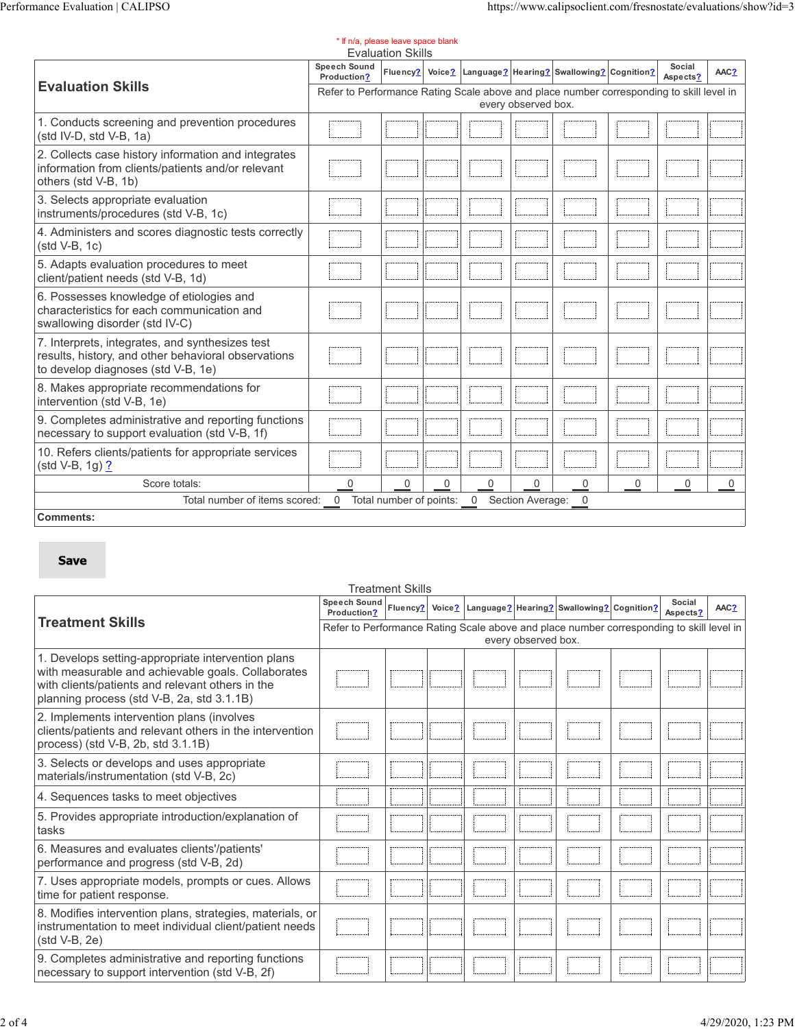\* If n/a, please leave space blank

Evaluation Skills

| Evaluation Skills | Speech Sound Production? | Fluency? | Voice? | Language? | Hearing? | Swallowing? | Cognition? | Social Aspects? | AAC? |
|---|---|---|---|---|---|---|---|---|---|
| | Refer to Performance Rating Scale above and place number corresponding to skill level in every observed box. | | | | | | | | |
| 1. Conducts screening and prevention procedures (std IV-D, std V-B, 1a) | | | | | | | | | |
| 2. Collects case history information and integrates information from clients/patients and/or relevant others (std V-B, 1b) | | | | | | | | | |
| 3. Selects appropriate evaluation instruments/procedures (std V-B, 1c) | | | | | | | | | |
| 4. Administers and scores diagnostic tests correctly (std V-B, 1c) | | | | | | | | | |
| 5. Adapts evaluation procedures to meet client/patient needs (std V-B, 1d) | | | | | | | | | |
| 6. Possesses knowledge of etiologies and characteristics for each communication and swallowing disorder (std IV-C) | | | | | | | | | |
| 7. Interprets, integrates, and synthesizes test results, history, and other behavioral observations to develop diagnoses (std V-B, 1e) | | | | | | | | | |
| 8. Makes appropriate recommendations for intervention (std V-B, 1e) | | | | | | | | | |
| 9. Completes administrative and reporting functions necessary to support evaluation (std V-B, 1f) | | | | | | | | | |
| 10. Refers clients/patients for appropriate services (std V-B, 1g) ? | | | | | | | | | |
| Score totals: | 0 | 0 | 0 | 0 | 0 | 0 | 0 | 0 | 0 |

Total number of items scored: 0 Total number of points: 0 Section Average: 0

**Comments:**

Save

Treatment Skills

| Treatment Skills | Speech Sound Production? | Fluency? | Voice? | Language? | Hearing? | Swallowing? | Cognition? | Social Aspects? | AAC? |
|---|---|---|---|---|---|---|---|---|---|
| | Refer to Performance Rating Scale above and place number corresponding to skill level in every observed box. | | | | | | | | |
| 1. Develops setting-appropriate intervention plans with measurable and achievable goals. Collaborates with clients/patients and relevant others in the planning process (std V-B, 2a, std 3.1.1B) | | | | | | | | | |
| 2. Implements intervention plans (involves clients/patients and relevant others in the intervention process) (std V-B, 2b, std 3.1.1B) | | | | | | | | | |
| 3. Selects or develops and uses appropriate materials/instrumentation (std V-B, 2c) | | | | | | | | | |
| 4. Sequences tasks to meet objectives | | | | | | | | | |
| 5. Provides appropriate introduction/explanation of tasks | | | | | | | | | |
| 6. Measures and evaluates clients'/patients' performance and progress (std V-B, 2d) | | | | | | | | | |
| 7. Uses appropriate models, prompts or cues. Allows time for patient response. | | | | | | | | | |
| 8. Modifies intervention plans, strategies, materials, or instrumentation to meet individual client/patient needs (std V-B, 2e) | | | | | | | | | |
| 9. Completes administrative and reporting functions necessary to support intervention (std V-B, 2f) | | | | | | | | | |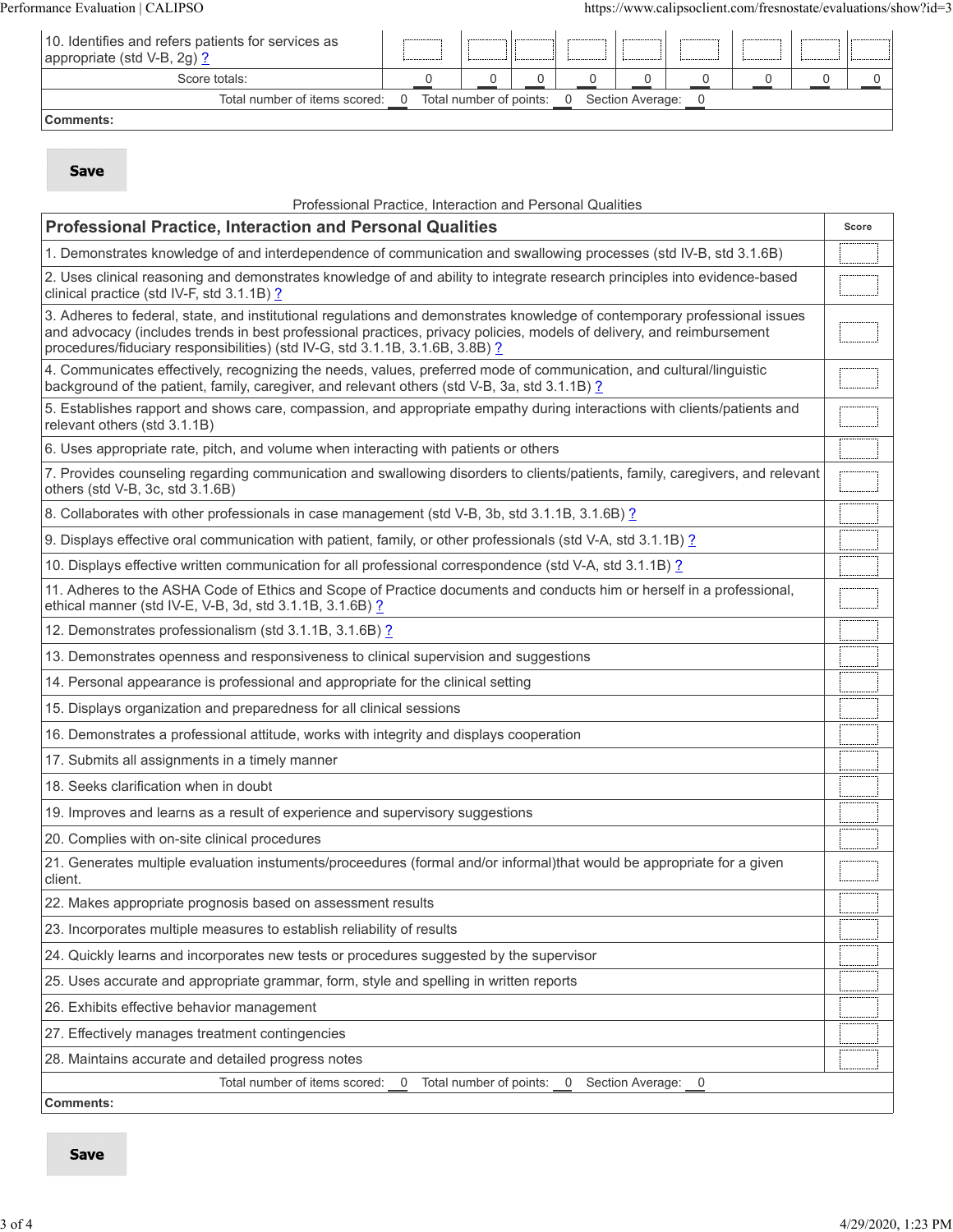| | | | | | | | | | |
|---|---|---|---|---|---|---|---|---|---|
| 10. Identifies and refers patients for services as appropriate (std V-B, 2g) ? | | | | | | | | | |
| Score totals: | 0 | 0 | 0 | 0 | 0 | 0 | 0 | 0 | 0 |

Total number of items scored: 0 Total number of points: 0 Section Average: 0

**Comments:**

Save

Professional Practice, Interaction and Personal Qualities

| Professional Practice, Interaction and Personal Qualities | Score |
|---|---|
| 1. Demonstrates knowledge of and interdependence of communication and swallowing processes (std IV-B, std 3.1.6B) | |
| 2. Uses clinical reasoning and demonstrates knowledge of and ability to integrate research principles into evidence-based clinical practice (std IV-F, std 3.1.1B) ? | |
| 3. Adheres to federal, state, and institutional regulations and demonstrates knowledge of contemporary professional issues and advocacy (includes trends in best professional practices, privacy policies, models of delivery, and reimbursement procedures/fiduciary responsibilities) (std IV-G, std 3.1.1B, 3.1.6B, 3.8B) ? | |
| 4. Communicates effectively, recognizing the needs, values, preferred mode of communication, and cultural/linguistic background of the patient, family, caregiver, and relevant others (std V-B, 3a, std 3.1.1B) ? | |
| 5. Establishes rapport and shows care, compassion, and appropriate empathy during interactions with clients/patients and relevant others (std 3.1.1B) | |
| 6. Uses appropriate rate, pitch, and volume when interacting with patients or others | |
| 7. Provides counseling regarding communication and swallowing disorders to clients/patients, family, caregivers, and relevant others (std V-B, 3c, std 3.1.6B) | |
| 8. Collaborates with other professionals in case management (std V-B, 3b, std 3.1.1B, 3.1.6B) ? | |
| 9. Displays effective oral communication with patient, family, or other professionals (std V-A, std 3.1.1B) ? | |
| 10. Displays effective written communication for all professional correspondence (std V-A, std 3.1.1B) ? | |
| 11. Adheres to the ASHA Code of Ethics and Scope of Practice documents and conducts him or herself in a professional, ethical manner (std IV-E, V-B, 3d, std 3.1.1B, 3.1.6B) ? | |
| 12. Demonstrates professionalism (std 3.1.1B, 3.1.6B) ? | |
| 13. Demonstrates openness and responsiveness to clinical supervision and suggestions | |
| 14. Personal appearance is professional and appropriate for the clinical setting | |
| 15. Displays organization and preparedness for all clinical sessions | |
| 16. Demonstrates a professional attitude, works with integrity and displays cooperation | |
| 17. Submits all assignments in a timely manner | |
| 18. Seeks clarification when in doubt | |
| 19. Improves and learns as a result of experience and supervisory suggestions | |
| 20. Complies with on-site clinical procedures | |
| 21. Generates multiple evaluation instuments/proceedures (formal and/or informal)that would be appropriate for a given client. | |
| 22. Makes appropriate prognosis based on assessment results | |
| 23. Incorporates multiple measures to establish reliability of results | |
| 24. Quickly learns and incorporates new tests or procedures suggested by the supervisor | |
| 25. Uses accurate and appropriate grammar, form, style and spelling in written reports | |
| 26. Exhibits effective behavior management | |
| 27. Effectively manages treatment contingencies | |
| 28. Maintains accurate and detailed progress notes | |

Total number of items scored: 0 Total number of points: 0 Section Average: 0

**Comments:**

Save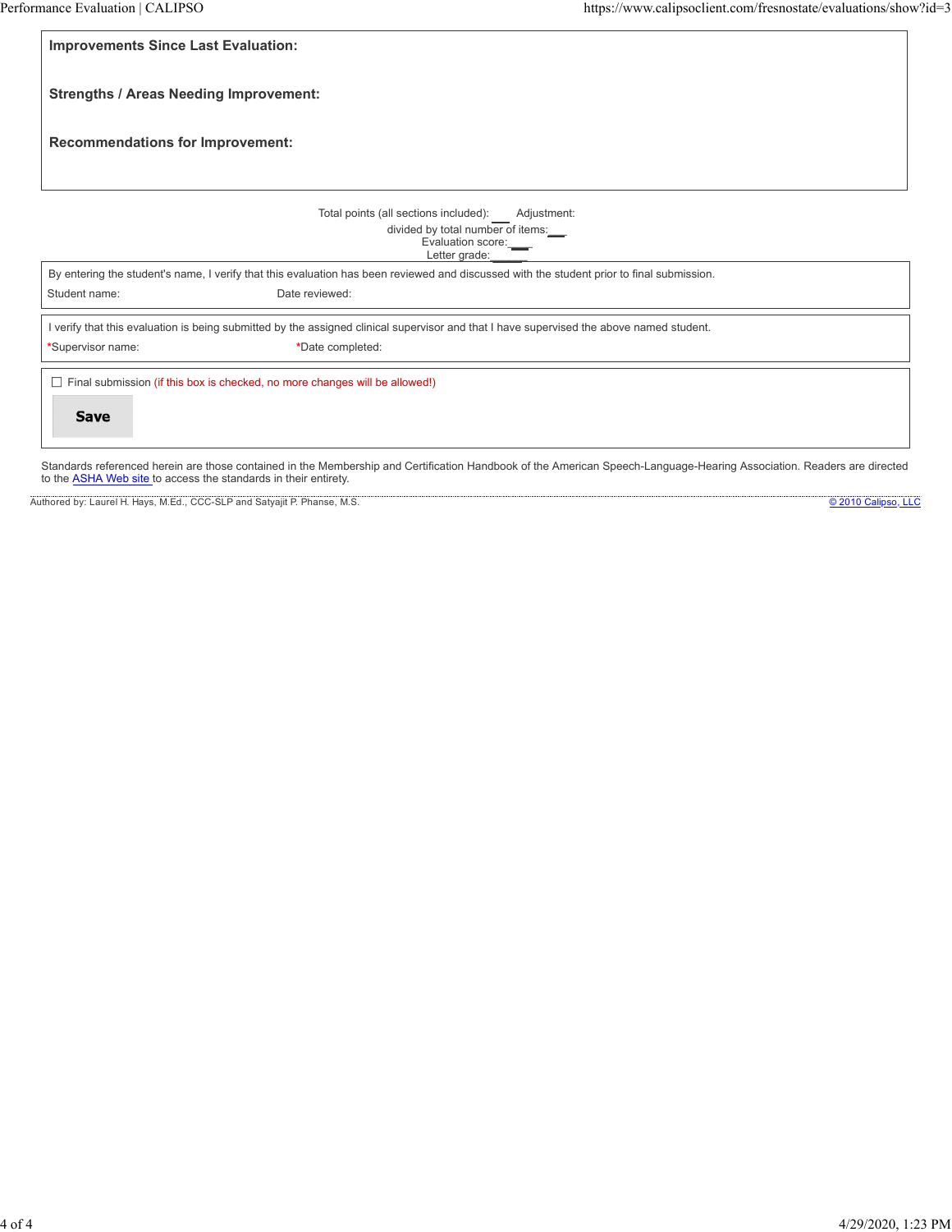**Improvements Since Last Evaluation:**

**Strengths / Areas Needing Improvement:**

**Recommendations for Improvement:**

Total points (all sections included): ___ Adjustment:
divided by total number of items: ___
Evaluation score: ___
Letter grade: ___

By entering the student's name, I verify that this evaluation has been reviewed and discussed with the student prior to final submission.

Student name: Date reviewed:

I verify that this evaluation is being submitted by the assigned clinical supervisor and that I have supervised the above named student.

*Supervisor name: *Date completed:

☐ Final submission (if this box is checked, no more changes will be allowed!)

Save

Standards referenced herein are those contained in the Membership and Certification Handbook of the American Speech-Language-Hearing Association. Readers are directed to the ASHA Web site to access the standards in their entirety.

Authored by: Laurel H. Hays, M.Ed., CCC-SLP and Satyajit P. Phanse, M.S.

© 2010 Calipso, LLC